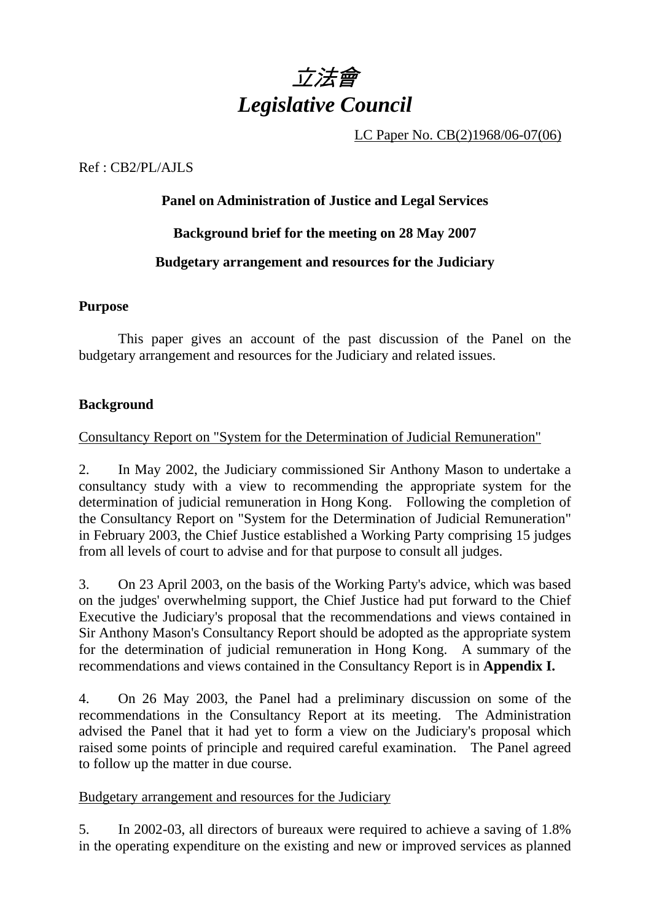# *立法會*
# *Legislative Council*

LC Paper No. CB(2)1968/06-07(06)

Ref : CB2/PL/AJLS

**Panel on Administration of Justice and Legal Services**

**Background brief for the meeting on 28 May 2007**

**Budgetary arrangement and resources for the Judiciary**

## Purpose

This paper gives an account of the past discussion of the Panel on the budgetary arrangement and resources for the Judiciary and related issues.

## Background

Consultancy Report on "System for the Determination of Judicial Remuneration"

2. In May 2002, the Judiciary commissioned Sir Anthony Mason to undertake a consultancy study with a view to recommending the appropriate system for the determination of judicial remuneration in Hong Kong. Following the completion of the Consultancy Report on "System for the Determination of Judicial Remuneration" in February 2003, the Chief Justice established a Working Party comprising 15 judges from all levels of court to advise and for that purpose to consult all judges.

3. On 23 April 2003, on the basis of the Working Party's advice, which was based on the judges' overwhelming support, the Chief Justice had put forward to the Chief Executive the Judiciary's proposal that the recommendations and views contained in Sir Anthony Mason's Consultancy Report should be adopted as the appropriate system for the determination of judicial remuneration in Hong Kong. A summary of the recommendations and views contained in the Consultancy Report is in **Appendix I.**

4. On 26 May 2003, the Panel had a preliminary discussion on some of the recommendations in the Consultancy Report at its meeting. The Administration advised the Panel that it had yet to form a view on the Judiciary's proposal which raised some points of principle and required careful examination. The Panel agreed to follow up the matter in due course.

Budgetary arrangement and resources for the Judiciary

5. In 2002-03, all directors of bureaux were required to achieve a saving of 1.8% in the operating expenditure on the existing and new or improved services as planned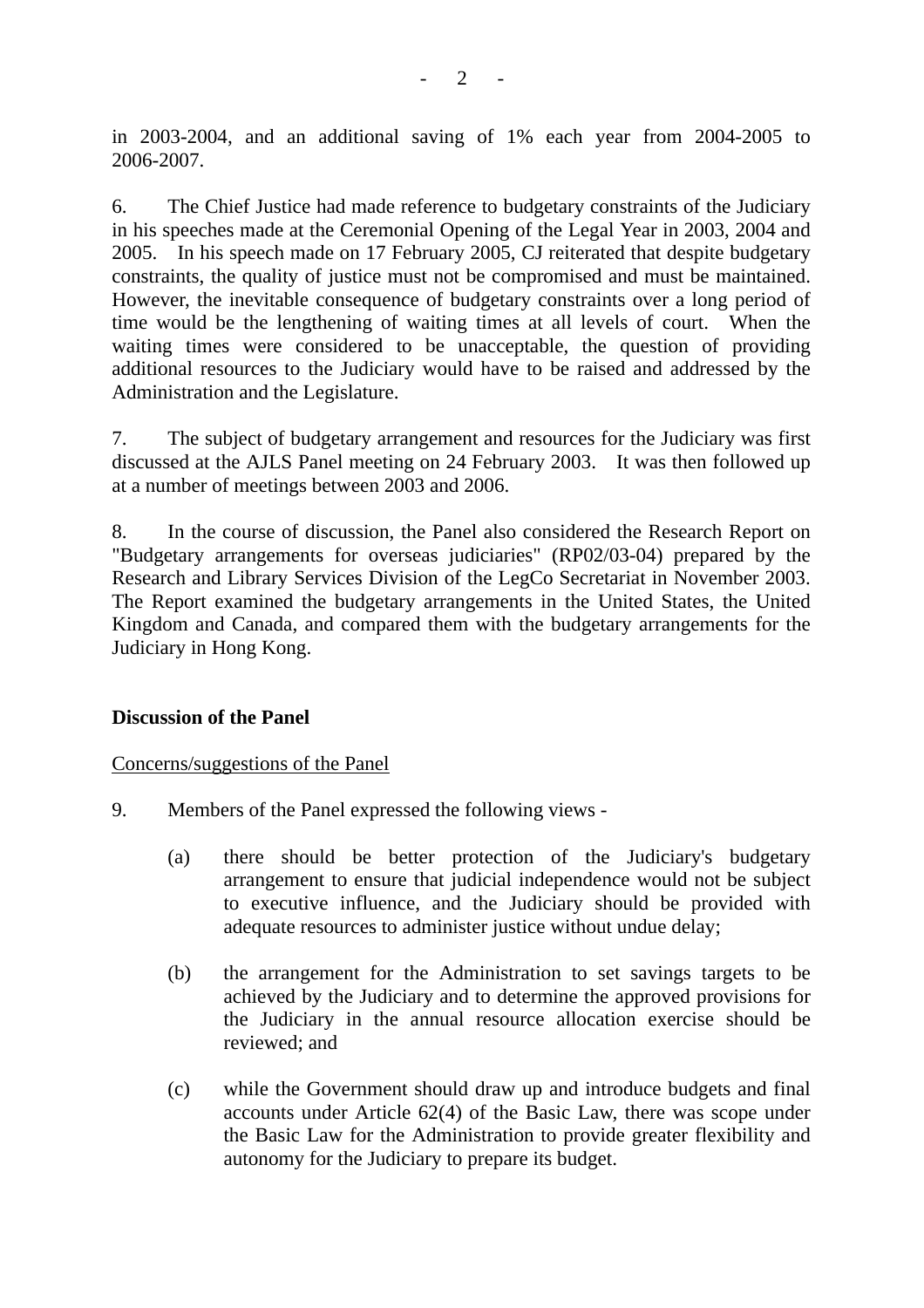in 2003-2004, and an additional saving of 1% each year from 2004-2005 to 2006-2007.

6. The Chief Justice had made reference to budgetary constraints of the Judiciary in his speeches made at the Ceremonial Opening of the Legal Year in 2003, 2004 and 2005. In his speech made on 17 February 2005, CJ reiterated that despite budgetary constraints, the quality of justice must not be compromised and must be maintained. However, the inevitable consequence of budgetary constraints over a long period of time would be the lengthening of waiting times at all levels of court. When the waiting times were considered to be unacceptable, the question of providing additional resources to the Judiciary would have to be raised and addressed by the Administration and the Legislature.

7. The subject of budgetary arrangement and resources for the Judiciary was first discussed at the AJLS Panel meeting on 24 February 2003. It was then followed up at a number of meetings between 2003 and 2006.

8. In the course of discussion, the Panel also considered the Research Report on "Budgetary arrangements for overseas judiciaries" (RP02/03-04) prepared by the Research and Library Services Division of the LegCo Secretariat in November 2003. The Report examined the budgetary arrangements in the United States, the United Kingdom and Canada, and compared them with the budgetary arrangements for the Judiciary in Hong Kong.

**Discussion of the Panel**

<u>Concerns/suggestions of the Panel</u>

9. Members of the Panel expressed the following views -

(a) there should be better protection of the Judiciary's budgetary arrangement to ensure that judicial independence would not be subject to executive influence, and the Judiciary should be provided with adequate resources to administer justice without undue delay;

(b) the arrangement for the Administration to set savings targets to be achieved by the Judiciary and to determine the approved provisions for the Judiciary in the annual resource allocation exercise should be reviewed; and

(c) while the Government should draw up and introduce budgets and final accounts under Article 62(4) of the Basic Law, there was scope under the Basic Law for the Administration to provide greater flexibility and autonomy for the Judiciary to prepare its budget.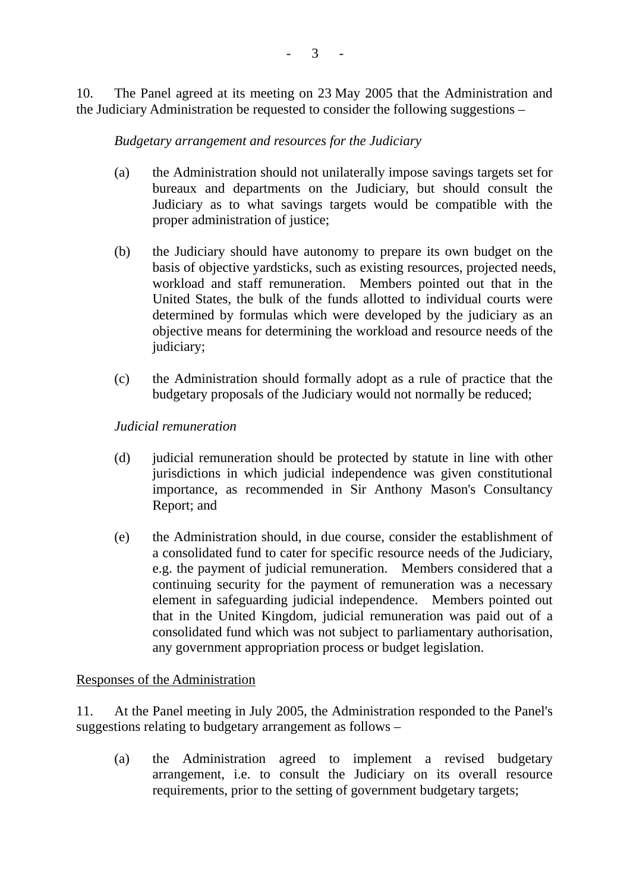10. The Panel agreed at its meeting on 23 May 2005 that the Administration and the Judiciary Administration be requested to consider the following suggestions –

*Budgetary arrangement and resources for the Judiciary*

(a) the Administration should not unilaterally impose savings targets set for bureaux and departments on the Judiciary, but should consult the Judiciary as to what savings targets would be compatible with the proper administration of justice;

(b) the Judiciary should have autonomy to prepare its own budget on the basis of objective yardsticks, such as existing resources, projected needs, workload and staff remuneration. Members pointed out that in the United States, the bulk of the funds allotted to individual courts were determined by formulas which were developed by the judiciary as an objective means for determining the workload and resource needs of the judiciary;

(c) the Administration should formally adopt as a rule of practice that the budgetary proposals of the Judiciary would not normally be reduced;

*Judicial remuneration*

(d) judicial remuneration should be protected by statute in line with other jurisdictions in which judicial independence was given constitutional importance, as recommended in Sir Anthony Mason's Consultancy Report; and

(e) the Administration should, in due course, consider the establishment of a consolidated fund to cater for specific resource needs of the Judiciary, e.g. the payment of judicial remuneration. Members considered that a continuing security for the payment of remuneration was a necessary element in safeguarding judicial independence. Members pointed out that in the United Kingdom, judicial remuneration was paid out of a consolidated fund which was not subject to parliamentary authorisation, any government appropriation process or budget legislation.

<u>Responses of the Administration</u>

11. At the Panel meeting in July 2005, the Administration responded to the Panel's suggestions relating to budgetary arrangement as follows –

(a) the Administration agreed to implement a revised budgetary arrangement, i.e. to consult the Judiciary on its overall resource requirements, prior to the setting of government budgetary targets;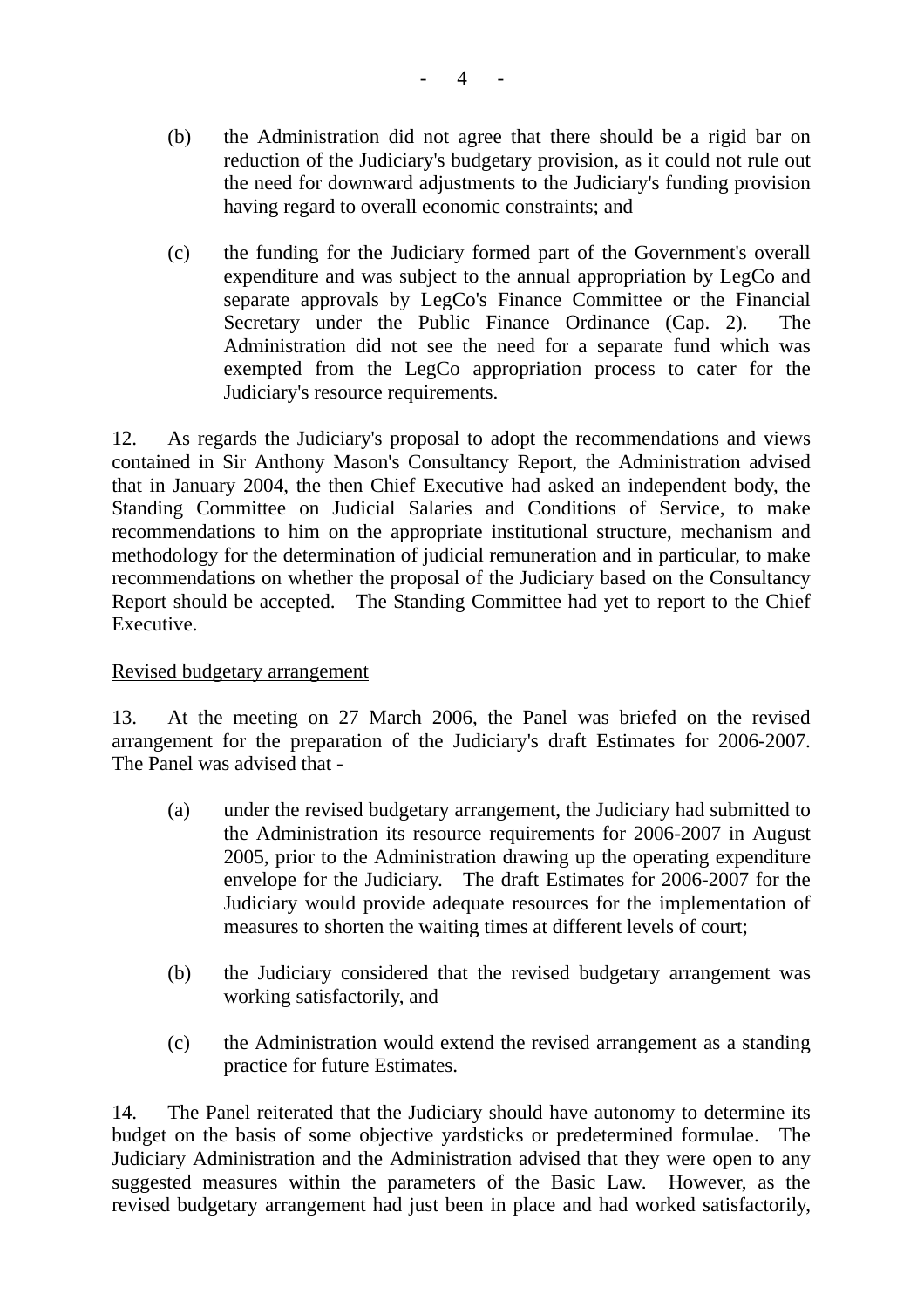(b) the Administration did not agree that there should be a rigid bar on reduction of the Judiciary's budgetary provision, as it could not rule out the need for downward adjustments to the Judiciary's funding provision having regard to overall economic constraints; and

(c) the funding for the Judiciary formed part of the Government's overall expenditure and was subject to the annual appropriation by LegCo and separate approvals by LegCo's Finance Committee or the Financial Secretary under the Public Finance Ordinance (Cap. 2). The Administration did not see the need for a separate fund which was exempted from the LegCo appropriation process to cater for the Judiciary's resource requirements.

12. As regards the Judiciary's proposal to adopt the recommendations and views contained in Sir Anthony Mason's Consultancy Report, the Administration advised that in January 2004, the then Chief Executive had asked an independent body, the Standing Committee on Judicial Salaries and Conditions of Service, to make recommendations to him on the appropriate institutional structure, mechanism and methodology for the determination of judicial remuneration and in particular, to make recommendations on whether the proposal of the Judiciary based on the Consultancy Report should be accepted. The Standing Committee had yet to report to the Chief Executive.

<u>Revised budgetary arrangement</u>

13. At the meeting on 27 March 2006, the Panel was briefed on the revised arrangement for the preparation of the Judiciary's draft Estimates for 2006-2007. The Panel was advised that -

(a) under the revised budgetary arrangement, the Judiciary had submitted to the Administration its resource requirements for 2006-2007 in August 2005, prior to the Administration drawing up the operating expenditure envelope for the Judiciary. The draft Estimates for 2006-2007 for the Judiciary would provide adequate resources for the implementation of measures to shorten the waiting times at different levels of court;

(b) the Judiciary considered that the revised budgetary arrangement was working satisfactorily, and

(c) the Administration would extend the revised arrangement as a standing practice for future Estimates.

14. The Panel reiterated that the Judiciary should have autonomy to determine its budget on the basis of some objective yardsticks or predetermined formulae. The Judiciary Administration and the Administration advised that they were open to any suggested measures within the parameters of the Basic Law. However, as the revised budgetary arrangement had just been in place and had worked satisfactorily,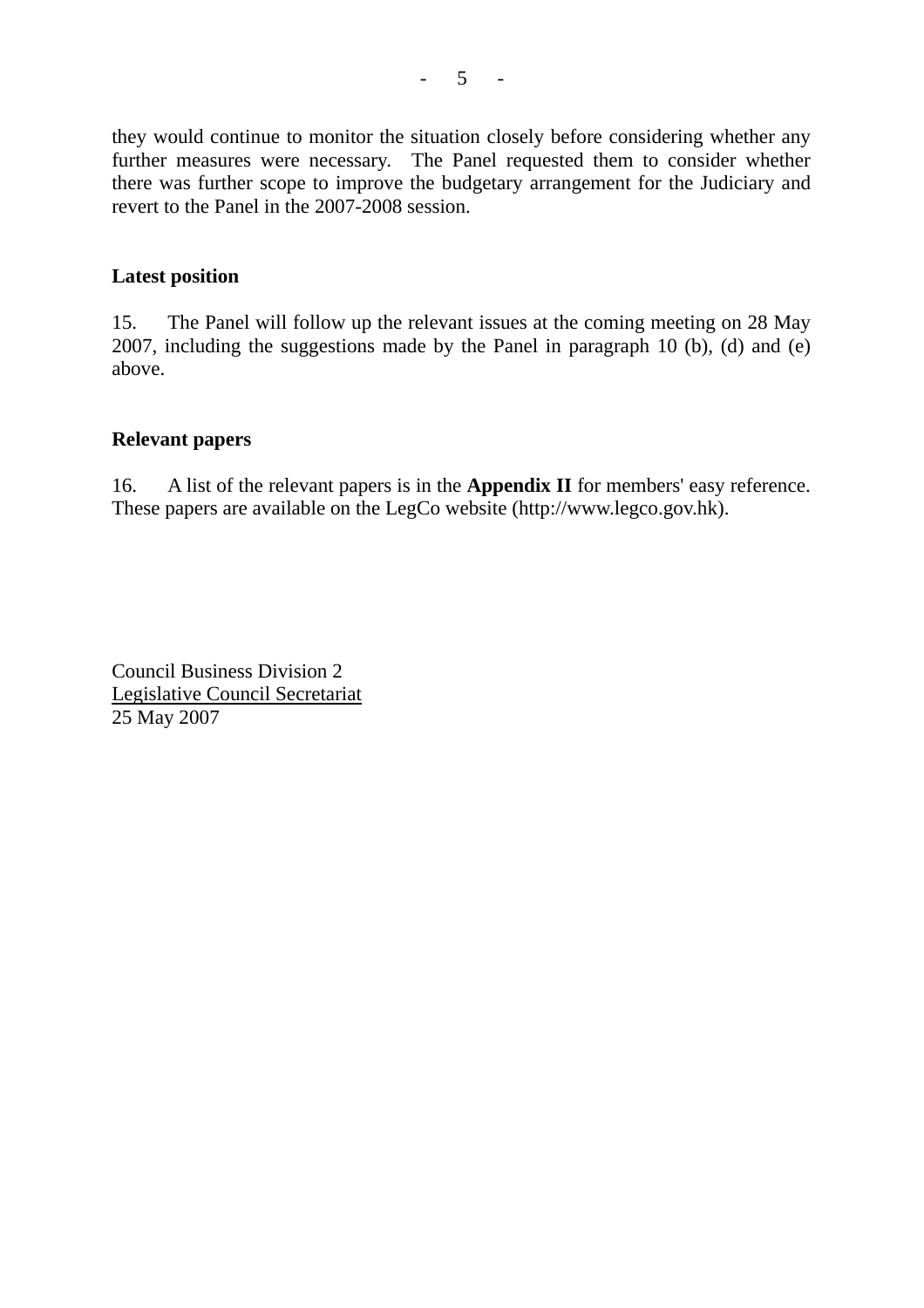they would continue to monitor the situation closely before considering whether any further measures were necessary. The Panel requested them to consider whether there was further scope to improve the budgetary arrangement for the Judiciary and revert to the Panel in the 2007-2008 session.

**Latest position**

15. The Panel will follow up the relevant issues at the coming meeting on 28 May 2007, including the suggestions made by the Panel in paragraph 10 (b), (d) and (e) above.

**Relevant papers**

16. A list of the relevant papers is in the **Appendix II** for members' easy reference. These papers are available on the LegCo website (http://www.legco.gov.hk).

Council Business Division 2
Legislative Council Secretariat
25 May 2007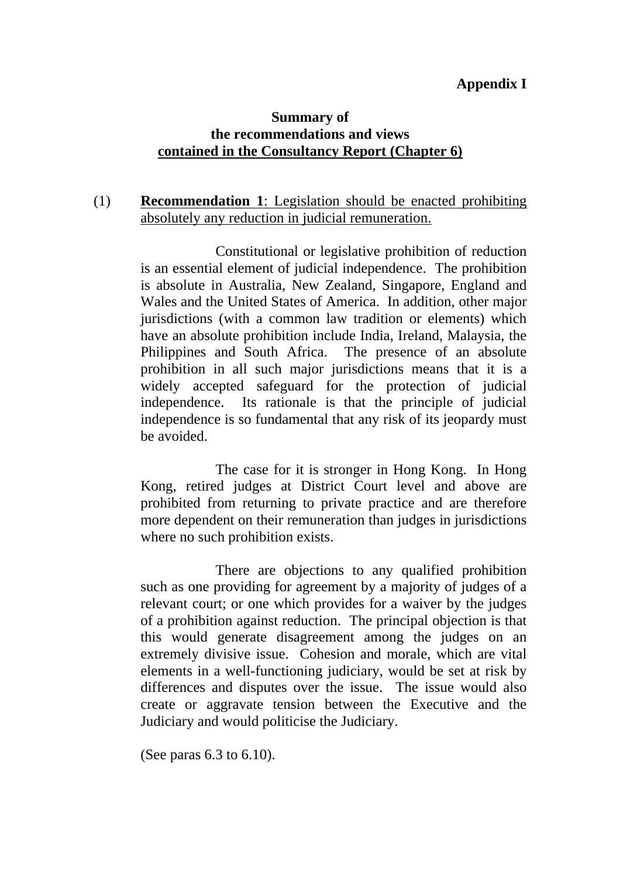**Appendix I**

**Summary of**
**the recommendations and views**
**contained in the Consultancy Report (Chapter 6)**

(1) **Recommendation 1**: Legislation should be enacted prohibiting absolutely any reduction in judicial remuneration.

Constitutional or legislative prohibition of reduction is an essential element of judicial independence. The prohibition is absolute in Australia, New Zealand, Singapore, England and Wales and the United States of America. In addition, other major jurisdictions (with a common law tradition or elements) which have an absolute prohibition include India, Ireland, Malaysia, the Philippines and South Africa. The presence of an absolute prohibition in all such major jurisdictions means that it is a widely accepted safeguard for the protection of judicial independence. Its rationale is that the principle of judicial independence is so fundamental that any risk of its jeopardy must be avoided.

The case for it is stronger in Hong Kong. In Hong Kong, retired judges at District Court level and above are prohibited from returning to private practice and are therefore more dependent on their remuneration than judges in jurisdictions where no such prohibition exists.

There are objections to any qualified prohibition such as one providing for agreement by a majority of judges of a relevant court; or one which provides for a waiver by the judges of a prohibition against reduction. The principal objection is that this would generate disagreement among the judges on an extremely divisive issue. Cohesion and morale, which are vital elements in a well-functioning judiciary, would be set at risk by differences and disputes over the issue. The issue would also create or aggravate tension between the Executive and the Judiciary and would politicise the Judiciary.

(See paras 6.3 to 6.10).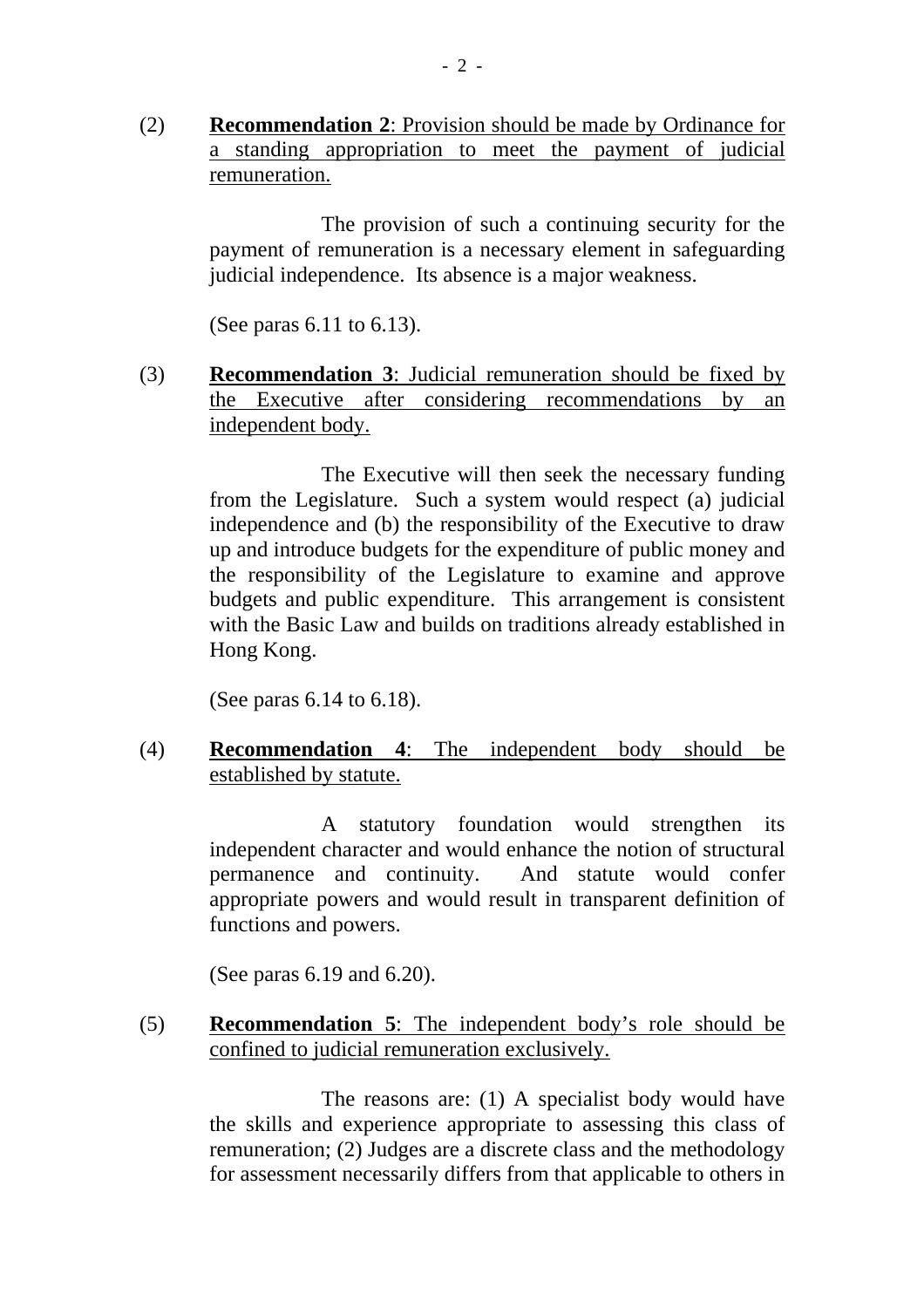(2) **Recommendation 2**: Provision should be made by Ordinance for a standing appropriation to meet the payment of judicial remuneration.

The provision of such a continuing security for the payment of remuneration is a necessary element in safeguarding judicial independence. Its absence is a major weakness.

(See paras 6.11 to 6.13).

(3) **Recommendation 3**: Judicial remuneration should be fixed by the Executive after considering recommendations by an independent body.

The Executive will then seek the necessary funding from the Legislature. Such a system would respect (a) judicial independence and (b) the responsibility of the Executive to draw up and introduce budgets for the expenditure of public money and the responsibility of the Legislature to examine and approve budgets and public expenditure. This arrangement is consistent with the Basic Law and builds on traditions already established in Hong Kong.

(See paras 6.14 to 6.18).

(4) **Recommendation 4**: The independent body should be established by statute.

A statutory foundation would strengthen its independent character and would enhance the notion of structural permanence and continuity. And statute would confer appropriate powers and would result in transparent definition of functions and powers.

(See paras 6.19 and 6.20).

(5) **Recommendation 5**: The independent body's role should be confined to judicial remuneration exclusively.

The reasons are: (1) A specialist body would have the skills and experience appropriate to assessing this class of remuneration; (2) Judges are a discrete class and the methodology for assessment necessarily differs from that applicable to others in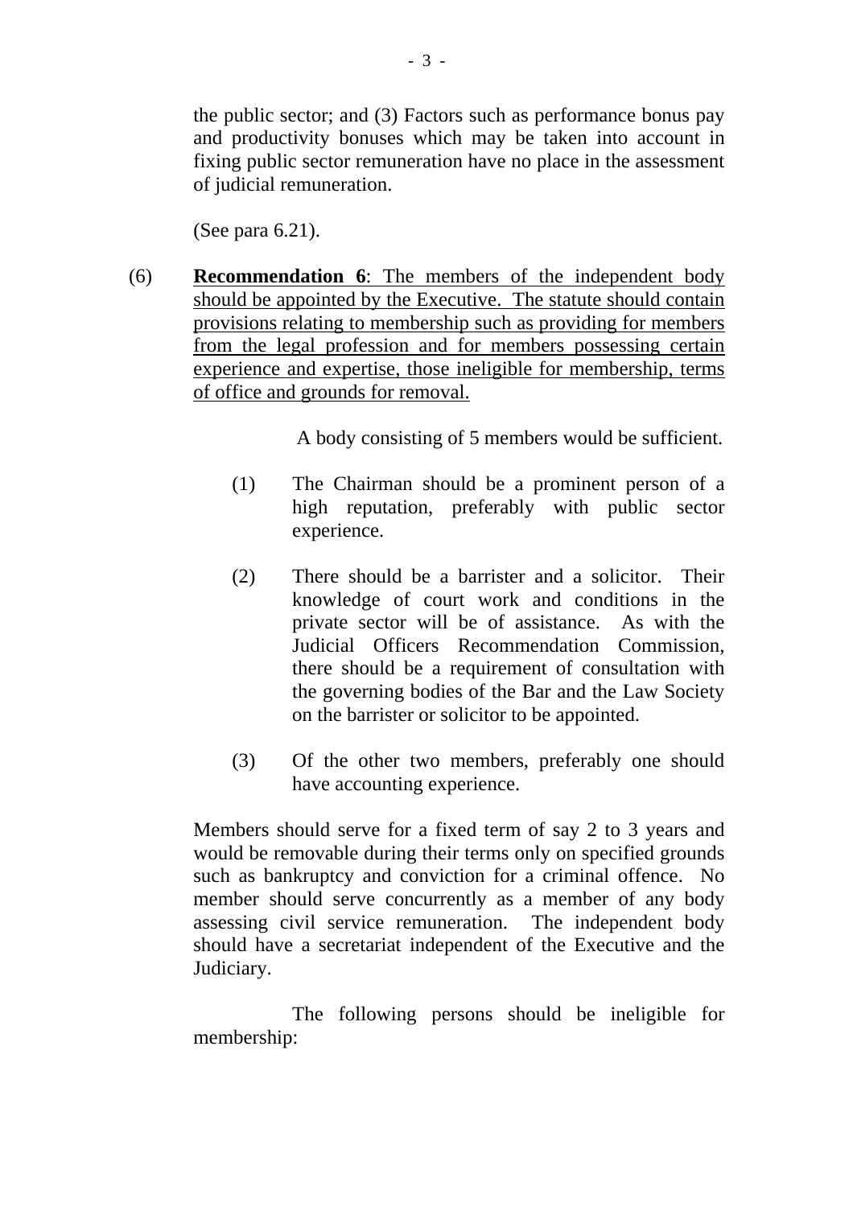the public sector; and (3) Factors such as performance bonus pay and productivity bonuses which may be taken into account in fixing public sector remuneration have no place in the assessment of judicial remuneration.

(See para 6.21).

(6) **Recommendation 6**: The members of the independent body should be appointed by the Executive. The statute should contain provisions relating to membership such as providing for members from the legal profession and for members possessing certain experience and expertise, those ineligible for membership, terms of office and grounds for removal.

A body consisting of 5 members would be sufficient.

(1) The Chairman should be a prominent person of a high reputation, preferably with public sector experience.

(2) There should be a barrister and a solicitor. Their knowledge of court work and conditions in the private sector will be of assistance. As with the Judicial Officers Recommendation Commission, there should be a requirement of consultation with the governing bodies of the Bar and the Law Society on the barrister or solicitor to be appointed.

(3) Of the other two members, preferably one should have accounting experience.

Members should serve for a fixed term of say 2 to 3 years and would be removable during their terms only on specified grounds such as bankruptcy and conviction for a criminal offence. No member should serve concurrently as a member of any body assessing civil service remuneration. The independent body should have a secretariat independent of the Executive and the Judiciary.

The following persons should be ineligible for membership: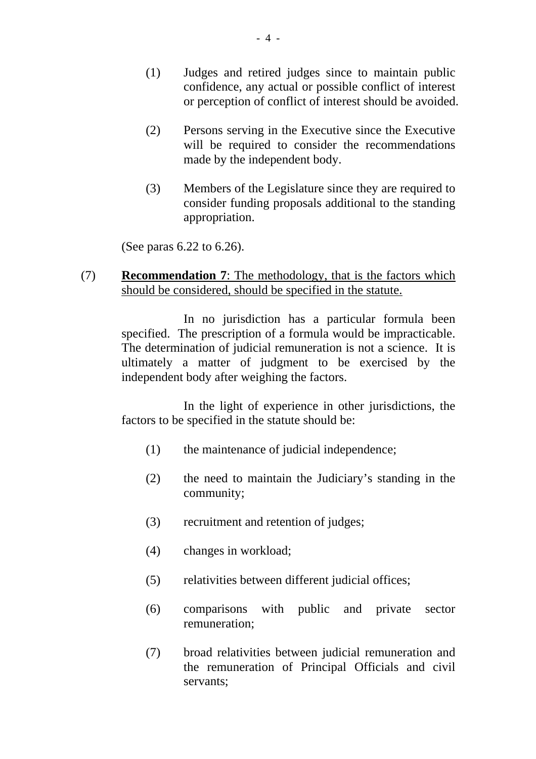(1) Judges and retired judges since to maintain public confidence, any actual or possible conflict of interest or perception of conflict of interest should be avoided.

(2) Persons serving in the Executive since the Executive will be required to consider the recommendations made by the independent body.

(3) Members of the Legislature since they are required to consider funding proposals additional to the standing appropriation.

(See paras 6.22 to 6.26).

(7) **Recommendation 7**: <u>The methodology, that is the factors which should be considered, should be specified in the statute.</u>

In no jurisdiction has a particular formula been specified. The prescription of a formula would be impracticable. The determination of judicial remuneration is not a science. It is ultimately a matter of judgment to be exercised by the independent body after weighing the factors.

In the light of experience in other jurisdictions, the factors to be specified in the statute should be:

(1) the maintenance of judicial independence;

(2) the need to maintain the Judiciary's standing in the community;

(3) recruitment and retention of judges;

(4) changes in workload;

(5) relativities between different judicial offices;

(6) comparisons with public and private sector remuneration;

(7) broad relativities between judicial remuneration and the remuneration of Principal Officials and civil servants;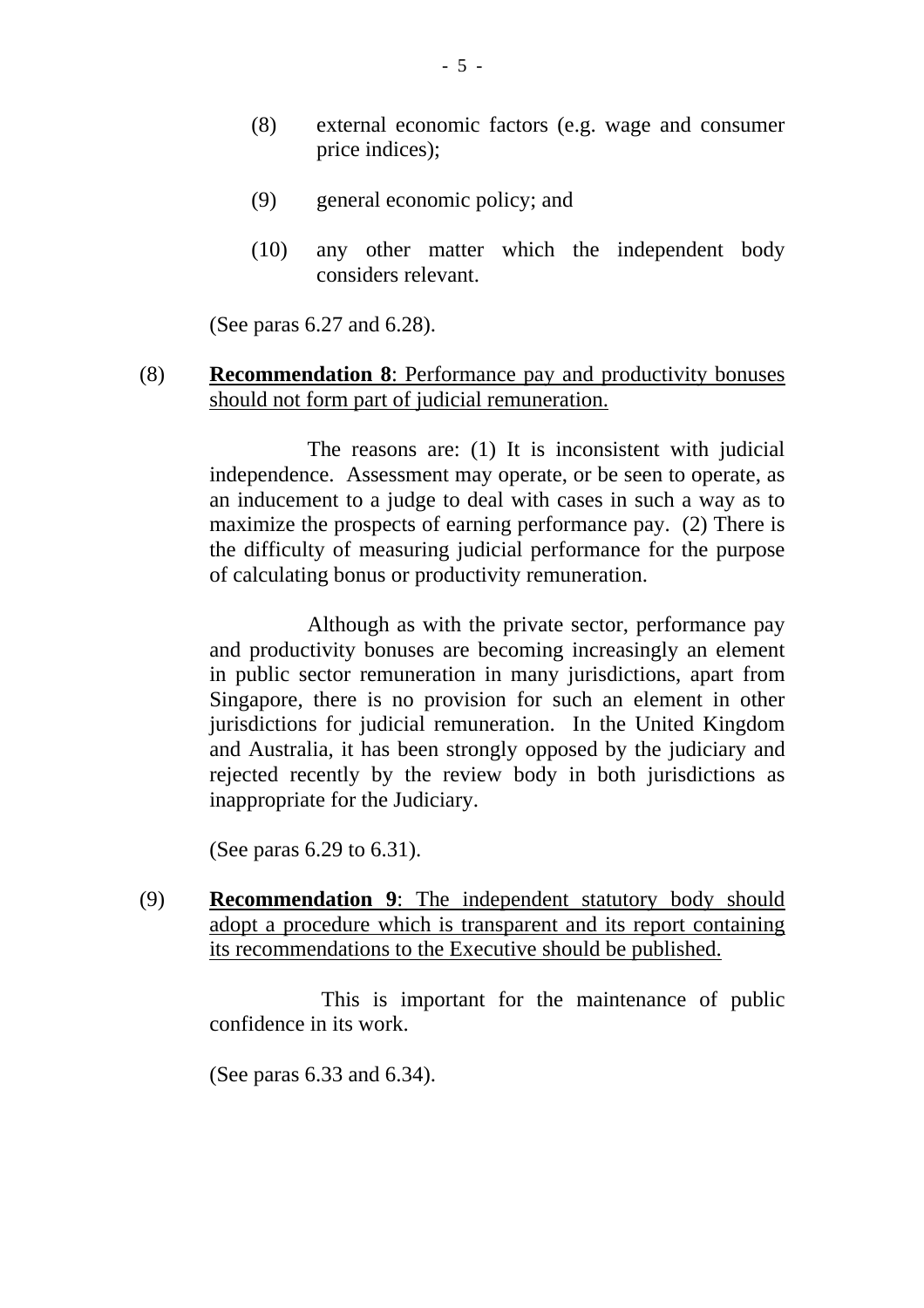(8) external economic factors (e.g. wage and consumer price indices);

(9) general economic policy; and

(10) any other matter which the independent body considers relevant.

(See paras 6.27 and 6.28).

(8) **Recommendation 8**: Performance pay and productivity bonuses should not form part of judicial remuneration.

The reasons are: (1) It is inconsistent with judicial independence. Assessment may operate, or be seen to operate, as an inducement to a judge to deal with cases in such a way as to maximize the prospects of earning performance pay. (2) There is the difficulty of measuring judicial performance for the purpose of calculating bonus or productivity remuneration.

Although as with the private sector, performance pay and productivity bonuses are becoming increasingly an element in public sector remuneration in many jurisdictions, apart from Singapore, there is no provision for such an element in other jurisdictions for judicial remuneration. In the United Kingdom and Australia, it has been strongly opposed by the judiciary and rejected recently by the review body in both jurisdictions as inappropriate for the Judiciary.

(See paras 6.29 to 6.31).

(9) **Recommendation 9**: The independent statutory body should adopt a procedure which is transparent and its report containing its recommendations to the Executive should be published.

This is important for the maintenance of public confidence in its work.

(See paras 6.33 and 6.34).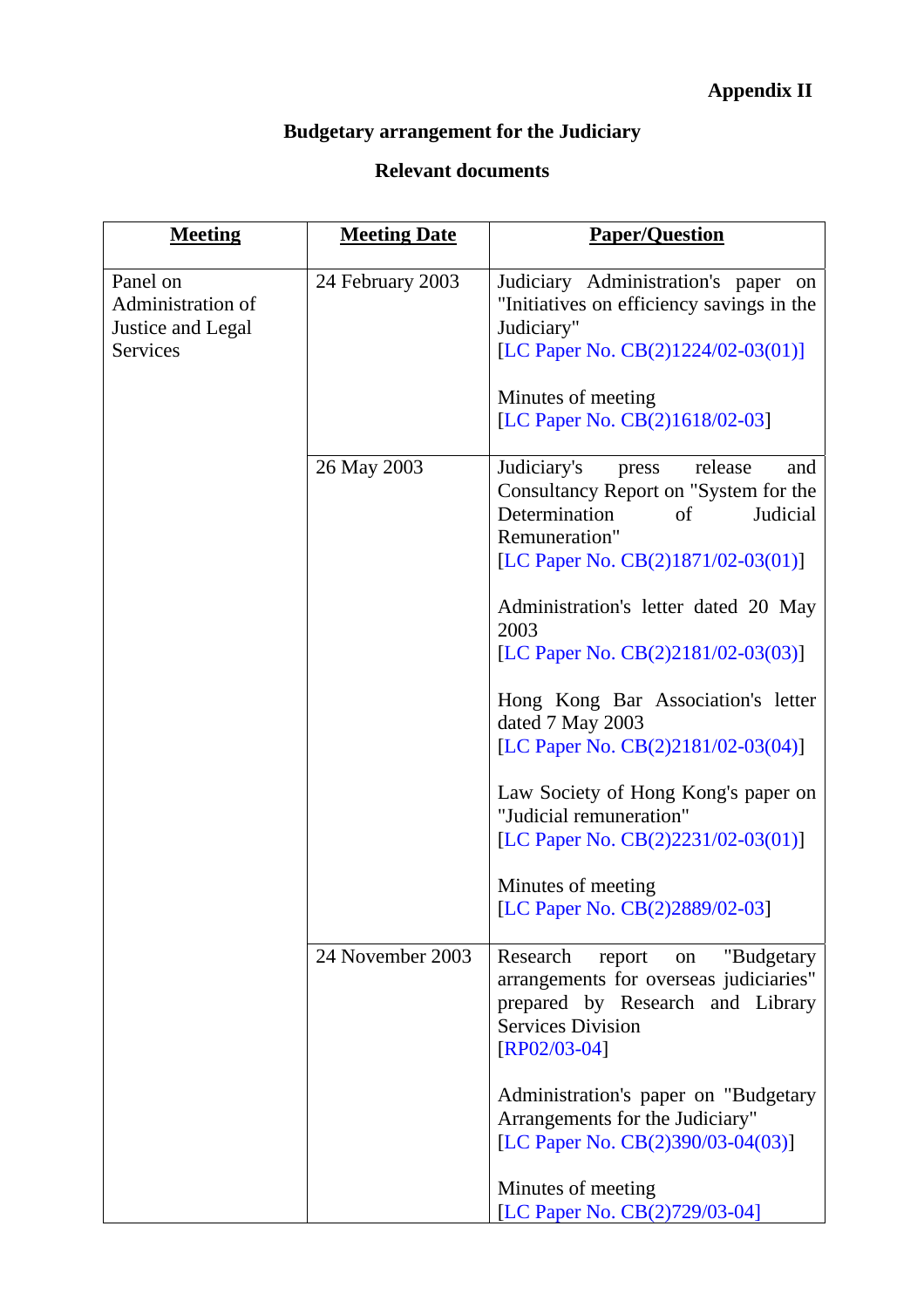**Appendix II**

# Budgetary arrangement for the Judiciary

## Relevant documents

| Meeting | Meeting Date | Paper/Question |
|---|---|---|
| Panel on Administration of Justice and Legal Services | 24 February 2003 | Judiciary Administration's paper on "Initiatives on efficiency savings in the Judiciary" [LC Paper No. CB(2)1224/02-03(01)]<br><br>Minutes of meeting [LC Paper No. CB(2)1618/02-03] |
| | 26 May 2003 | Judiciary's press release and Consultancy Report on "System for the Determination of Judicial Remuneration" [LC Paper No. CB(2)1871/02-03(01)]<br><br>Administration's letter dated 20 May 2003 [LC Paper No. CB(2)2181/02-03(03)]<br><br>Hong Kong Bar Association's letter dated 7 May 2003 [LC Paper No. CB(2)2181/02-03(04)]<br><br>Law Society of Hong Kong's paper on "Judicial remuneration" [LC Paper No. CB(2)2231/02-03(01)]<br><br>Minutes of meeting [LC Paper No. CB(2)2889/02-03] |
| | 24 November 2003 | Research report on "Budgetary arrangements for overseas judiciaries" prepared by Research and Library Services Division [RP02/03-04]<br><br>Administration's paper on "Budgetary Arrangements for the Judiciary" [LC Paper No. CB(2)390/03-04(03)]<br><br>Minutes of meeting [LC Paper No. CB(2)729/03-04] |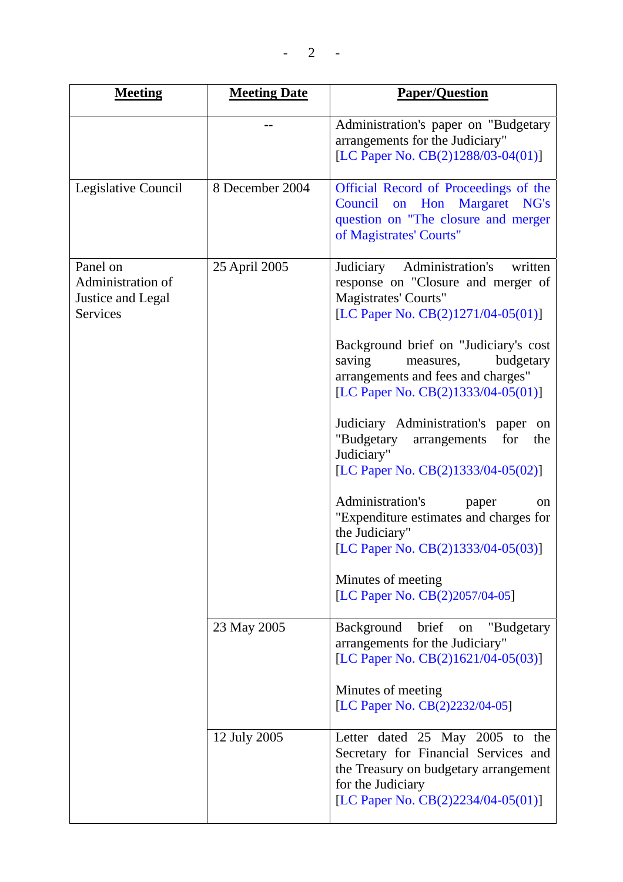| Meeting | Meeting Date | Paper/Question |
|---|---|---|
| | -- | Administration's paper on "Budgetary arrangements for the Judiciary" [LC Paper No. CB(2)1288/03-04(01)] |
| Legislative Council | 8 December 2004 | Official Record of Proceedings of the Council on Hon Margaret NG's question on "The closure and merger of Magistrates' Courts" |
| Panel on Administration of Justice and Legal Services | 25 April 2005 | Judiciary Administration's written response on "Closure and merger of Magistrates' Courts" [LC Paper No. CB(2)1271/04-05(01)]<br><br>Background brief on "Judiciary's cost saving measures, budgetary arrangements and fees and charges" [LC Paper No. CB(2)1333/04-05(01)]<br><br>Judiciary Administration's paper on "Budgetary arrangements for the Judiciary" [LC Paper No. CB(2)1333/04-05(02)]<br><br>Administration's paper on "Expenditure estimates and charges for the Judiciary" [LC Paper No. CB(2)1333/04-05(03)]<br><br>Minutes of meeting [LC Paper No. CB(2)2057/04-05] |
| | 23 May 2005 | Background brief on "Budgetary arrangements for the Judiciary" [LC Paper No. CB(2)1621/04-05(03)]<br><br>Minutes of meeting [LC Paper No. CB(2)2232/04-05] |
| | 12 July 2005 | Letter dated 25 May 2005 to the Secretary for Financial Services and the Treasury on budgetary arrangement for the Judiciary [LC Paper No. CB(2)2234/04-05(01)] |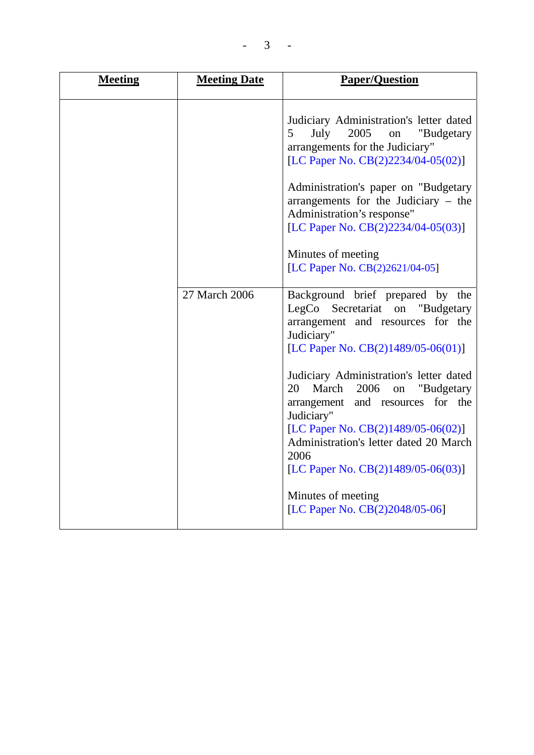| **Meeting** | **Meeting Date** | **Paper/Question** |
|---|---|---|
| | | Judiciary Administration's letter dated 5 July 2005 on "Budgetary arrangements for the Judiciary" [LC Paper No. CB(2)2234/04-05(02)]<br><br>Administration's paper on "Budgetary arrangements for the Judiciary – the Administration's response" [LC Paper No. CB(2)2234/04-05(03)]<br><br>Minutes of meeting [LC Paper No. CB(2)2621/04-05] |
| | 27 March 2006 | Background brief prepared by the LegCo Secretariat on "Budgetary arrangement and resources for the Judiciary" [LC Paper No. CB(2)1489/05-06(01)]<br><br>Judiciary Administration's letter dated 20 March 2006 on "Budgetary arrangement and resources for the Judiciary" [LC Paper No. CB(2)1489/05-06(02)]<br>Administration's letter dated 20 March 2006 [LC Paper No. CB(2)1489/05-06(03)]<br><br>Minutes of meeting [LC Paper No. CB(2)2048/05-06] |